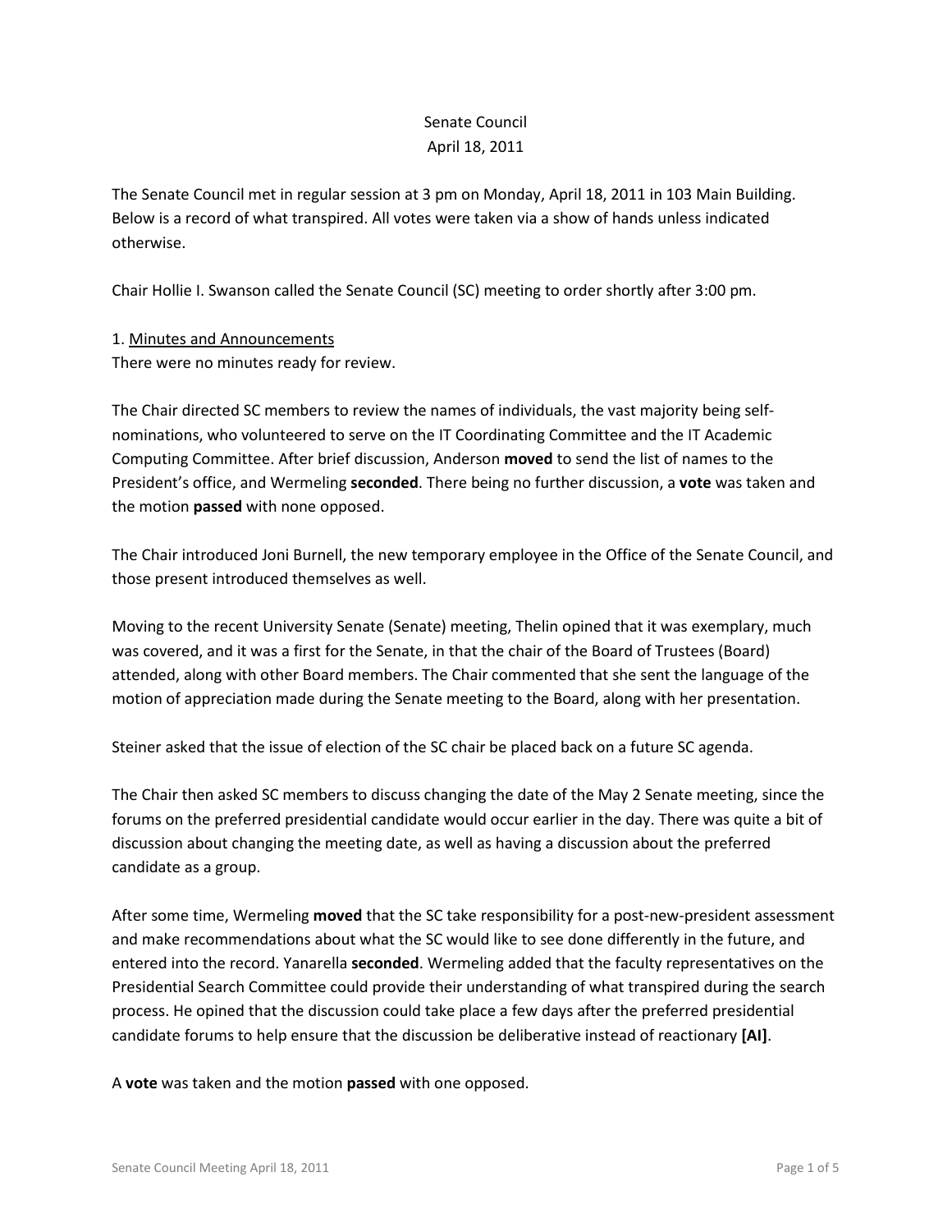# Senate Council
## April 18, 2011

The Senate Council met in regular session at 3 pm on Monday, April 18, 2011 in 103 Main Building. Below is a record of what transpired. All votes were taken via a show of hands unless indicated otherwise.

Chair Hollie I. Swanson called the Senate Council (SC) meeting to order shortly after 3:00 pm.

1. Minutes and Announcements

There were no minutes ready for review.

The Chair directed SC members to review the names of individuals, the vast majority being self-nominations, who volunteered to serve on the IT Coordinating Committee and the IT Academic Computing Committee. After brief discussion, Anderson **moved** to send the list of names to the President's office, and Wermeling **seconded**. There being no further discussion, a **vote** was taken and the motion **passed** with none opposed.

The Chair introduced Joni Burnell, the new temporary employee in the Office of the Senate Council, and those present introduced themselves as well.

Moving to the recent University Senate (Senate) meeting, Thelin opined that it was exemplary, much was covered, and it was a first for the Senate, in that the chair of the Board of Trustees (Board) attended, along with other Board members. The Chair commented that she sent the language of the motion of appreciation made during the Senate meeting to the Board, along with her presentation.

Steiner asked that the issue of election of the SC chair be placed back on a future SC agenda.

The Chair then asked SC members to discuss changing the date of the May 2 Senate meeting, since the forums on the preferred presidential candidate would occur earlier in the day. There was quite a bit of discussion about changing the meeting date, as well as having a discussion about the preferred candidate as a group.

After some time, Wermeling **moved** that the SC take responsibility for a post-new-president assessment and make recommendations about what the SC would like to see done differently in the future, and entered into the record. Yanarella **seconded**. Wermeling added that the faculty representatives on the Presidential Search Committee could provide their understanding of what transpired during the search process. He opined that the discussion could take place a few days after the preferred presidential candidate forums to help ensure that the discussion be deliberative instead of reactionary **[AI]**.

A **vote** was taken and the motion **passed** with one opposed.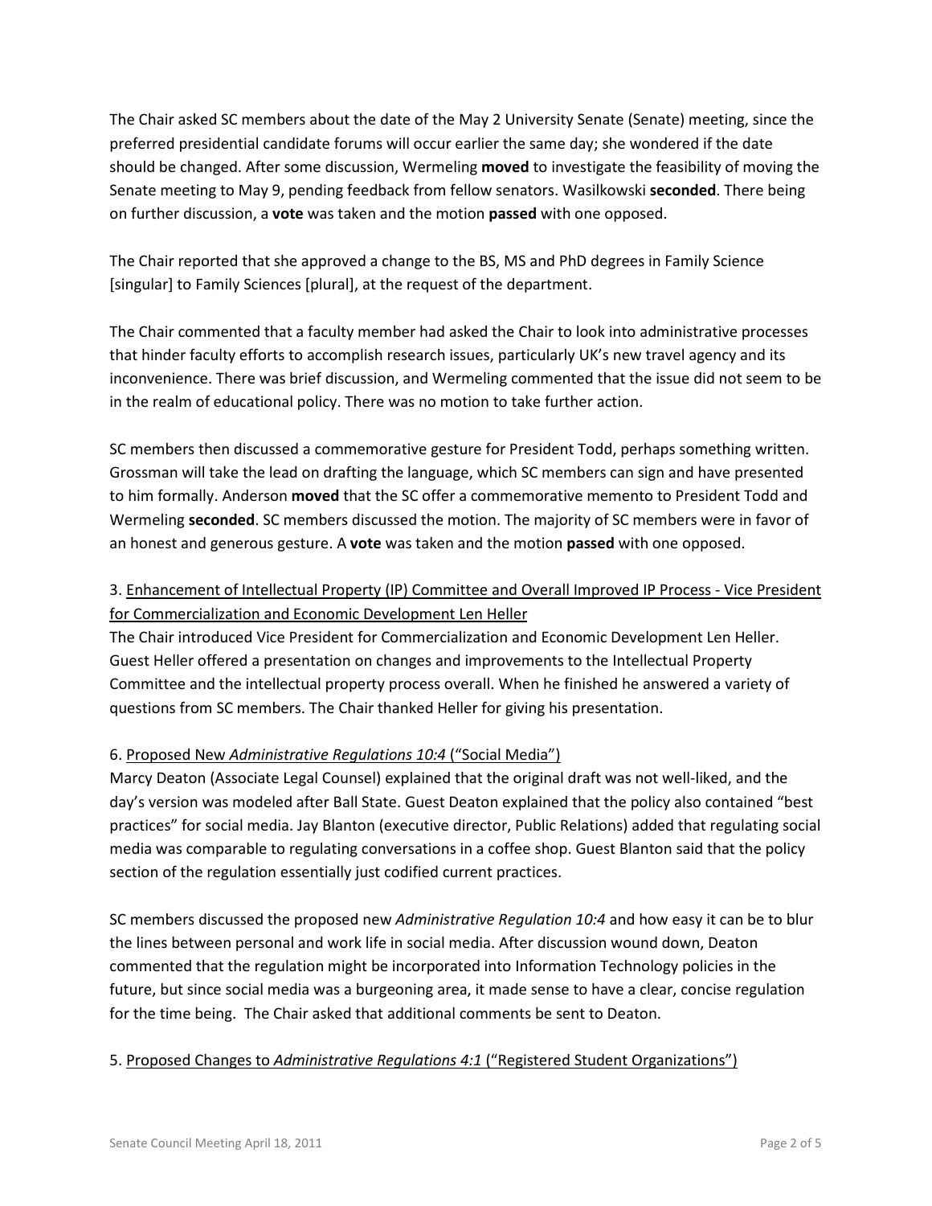The Chair asked SC members about the date of the May 2 University Senate (Senate) meeting, since the preferred presidential candidate forums will occur earlier the same day; she wondered if the date should be changed. After some discussion, Wermeling **moved** to investigate the feasibility of moving the Senate meeting to May 9, pending feedback from fellow senators. Wasilkowski **seconded**. There being on further discussion, a **vote** was taken and the motion **passed** with one opposed.

The Chair reported that she approved a change to the BS, MS and PhD degrees in Family Science [singular] to Family Sciences [plural], at the request of the department.

The Chair commented that a faculty member had asked the Chair to look into administrative processes that hinder faculty efforts to accomplish research issues, particularly UK's new travel agency and its inconvenience. There was brief discussion, and Wermeling commented that the issue did not seem to be in the realm of educational policy. There was no motion to take further action.

SC members then discussed a commemorative gesture for President Todd, perhaps something written. Grossman will take the lead on drafting the language, which SC members can sign and have presented to him formally. Anderson **moved** that the SC offer a commemorative memento to President Todd and Wermeling **seconded**. SC members discussed the motion. The majority of SC members were in favor of an honest and generous gesture. A **vote** was taken and the motion **passed** with one opposed.

3. <u>Enhancement of Intellectual Property (IP) Committee and Overall Improved IP Process - Vice President for Commercialization and Economic Development Len Heller</u>
The Chair introduced Vice President for Commercialization and Economic Development Len Heller. Guest Heller offered a presentation on changes and improvements to the Intellectual Property Committee and the intellectual property process overall. When he finished he answered a variety of questions from SC members. The Chair thanked Heller for giving his presentation.

6. <u>Proposed New *Administrative Regulations 10:4* ("Social Media")</u>
Marcy Deaton (Associate Legal Counsel) explained that the original draft was not well-liked, and the day's version was modeled after Ball State. Guest Deaton explained that the policy also contained "best practices" for social media. Jay Blanton (executive director, Public Relations) added that regulating social media was comparable to regulating conversations in a coffee shop. Guest Blanton said that the policy section of the regulation essentially just codified current practices.

SC members discussed the proposed new *Administrative Regulation 10:4* and how easy it can be to blur the lines between personal and work life in social media. After discussion wound down, Deaton commented that the regulation might be incorporated into Information Technology policies in the future, but since social media was a burgeoning area, it made sense to have a clear, concise regulation for the time being. The Chair asked that additional comments be sent to Deaton.

5. <u>Proposed Changes to *Administrative Regulations 4:1* ("Registered Student Organizations")</u>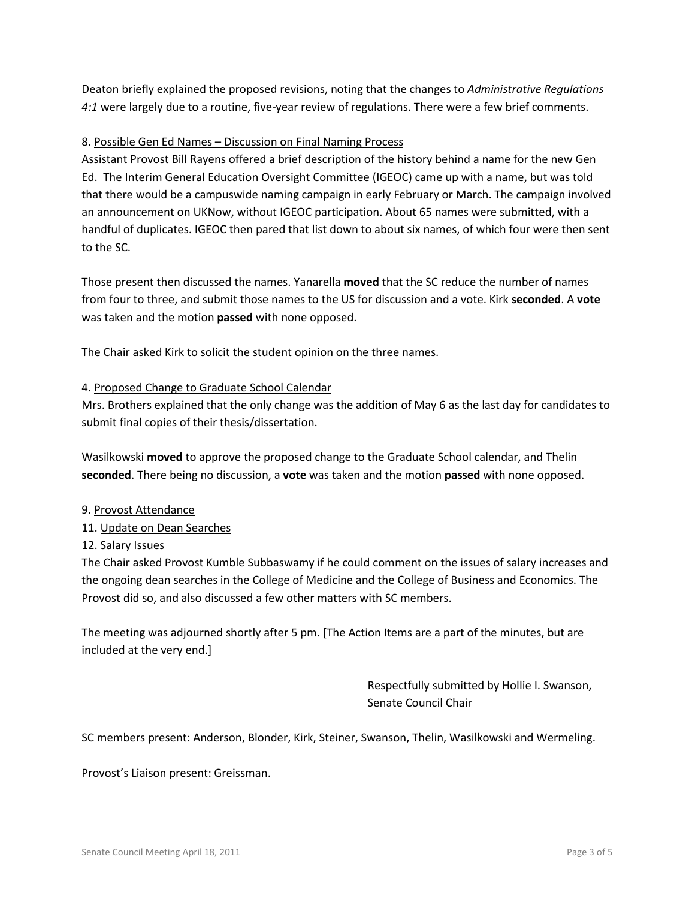Deaton briefly explained the proposed revisions, noting that the changes to *Administrative Regulations 4:1* were largely due to a routine, five-year review of regulations. There were a few brief comments.

8. Possible Gen Ed Names – Discussion on Final Naming Process

Assistant Provost Bill Rayens offered a brief description of the history behind a name for the new Gen Ed. The Interim General Education Oversight Committee (IGEOC) came up with a name, but was told that there would be a campuswide naming campaign in early February or March. The campaign involved an announcement on UKNow, without IGEOC participation. About 65 names were submitted, with a handful of duplicates. IGEOC then pared that list down to about six names, of which four were then sent to the SC.

Those present then discussed the names. Yanarella **moved** that the SC reduce the number of names from four to three, and submit those names to the US for discussion and a vote. Kirk **seconded**. A **vote** was taken and the motion **passed** with none opposed.

The Chair asked Kirk to solicit the student opinion on the three names.

4. Proposed Change to Graduate School Calendar

Mrs. Brothers explained that the only change was the addition of May 6 as the last day for candidates to submit final copies of their thesis/dissertation.

Wasilkowski **moved** to approve the proposed change to the Graduate School calendar, and Thelin **seconded**. There being no discussion, a **vote** was taken and the motion **passed** with none opposed.

9. Provost Attendance

11. Update on Dean Searches

12. Salary Issues

The Chair asked Provost Kumble Subbaswamy if he could comment on the issues of salary increases and the ongoing dean searches in the College of Medicine and the College of Business and Economics. The Provost did so, and also discussed a few other matters with SC members.

The meeting was adjourned shortly after 5 pm. [The Action Items are a part of the minutes, but are included at the very end.]

Respectfully submitted by Hollie I. Swanson,
Senate Council Chair

SC members present: Anderson, Blonder, Kirk, Steiner, Swanson, Thelin, Wasilkowski and Wermeling.

Provost's Liaison present: Greissman.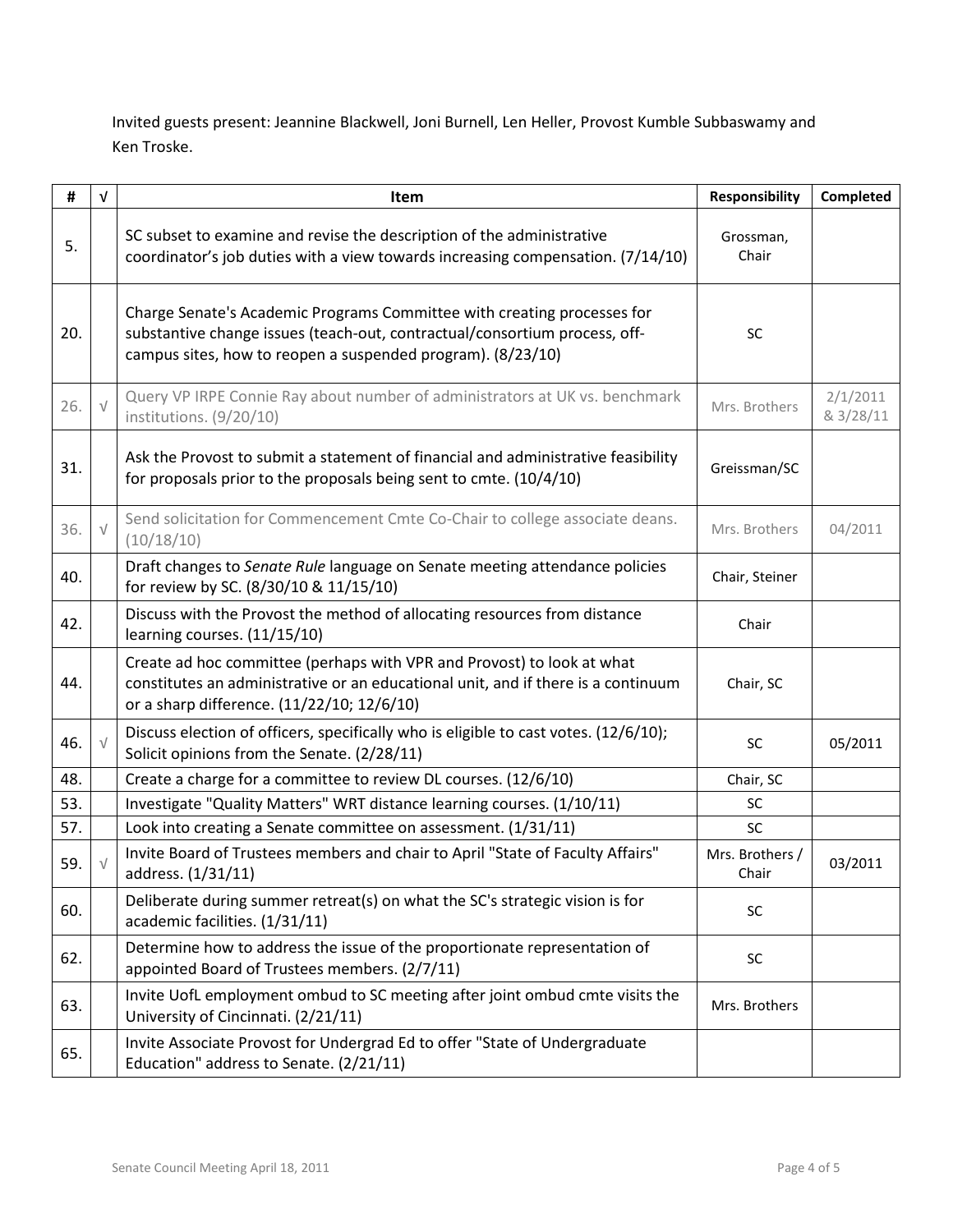Invited guests present: Jeannine Blackwell, Joni Burnell, Len Heller, Provost Kumble Subbaswamy and Ken Troske.

| # | √ | Item | Responsibility | Completed |
|---|---|---|---|---|
| 5. | | SC subset to examine and revise the description of the administrative coordinator's job duties with a view towards increasing compensation. (7/14/10) | Grossman, Chair | |
| 20. | | Charge Senate's Academic Programs Committee with creating processes for substantive change issues (teach-out, contractual/consortium process, off-campus sites, how to reopen a suspended program). (8/23/10) | SC | |
| 26. | √ | Query VP IRPE Connie Ray about number of administrators at UK vs. benchmark institutions. (9/20/10) | Mrs. Brothers | 2/1/2011 & 3/28/11 |
| 31. | | Ask the Provost to submit a statement of financial and administrative feasibility for proposals prior to the proposals being sent to cmte. (10/4/10) | Greissman/SC | |
| 36. | √ | Send solicitation for Commencement Cmte Co-Chair to college associate deans. (10/18/10) | Mrs. Brothers | 04/2011 |
| 40. | | Draft changes to *Senate Rule* language on Senate meeting attendance policies for review by SC. (8/30/10 & 11/15/10) | Chair, Steiner | |
| 42. | | Discuss with the Provost the method of allocating resources from distance learning courses. (11/15/10) | Chair | |
| 44. | | Create ad hoc committee (perhaps with VPR and Provost) to look at what constitutes an administrative or an educational unit, and if there is a continuum or a sharp difference. (11/22/10; 12/6/10) | Chair, SC | |
| 46. | √ | Discuss election of officers, specifically who is eligible to cast votes. (12/6/10); Solicit opinions from the Senate. (2/28/11) | SC | 05/2011 |
| 48. | | Create a charge for a committee to review DL courses. (12/6/10) | Chair, SC | |
| 53. | | Investigate "Quality Matters" WRT distance learning courses. (1/10/11) | SC | |
| 57. | | Look into creating a Senate committee on assessment. (1/31/11) | SC | |
| 59. | √ | Invite Board of Trustees members and chair to April "State of Faculty Affairs" address. (1/31/11) | Mrs. Brothers / Chair | 03/2011 |
| 60. | | Deliberate during summer retreat(s) on what the SC's strategic vision is for academic facilities. (1/31/11) | SC | |
| 62. | | Determine how to address the issue of the proportionate representation of appointed Board of Trustees members. (2/7/11) | SC | |
| 63. | | Invite UofL employment ombud to SC meeting after joint ombud cmte visits the University of Cincinnati. (2/21/11) | Mrs. Brothers | |
| 65. | | Invite Associate Provost for Undergrad Ed to offer "State of Undergraduate Education" address to Senate. (2/21/11) | | |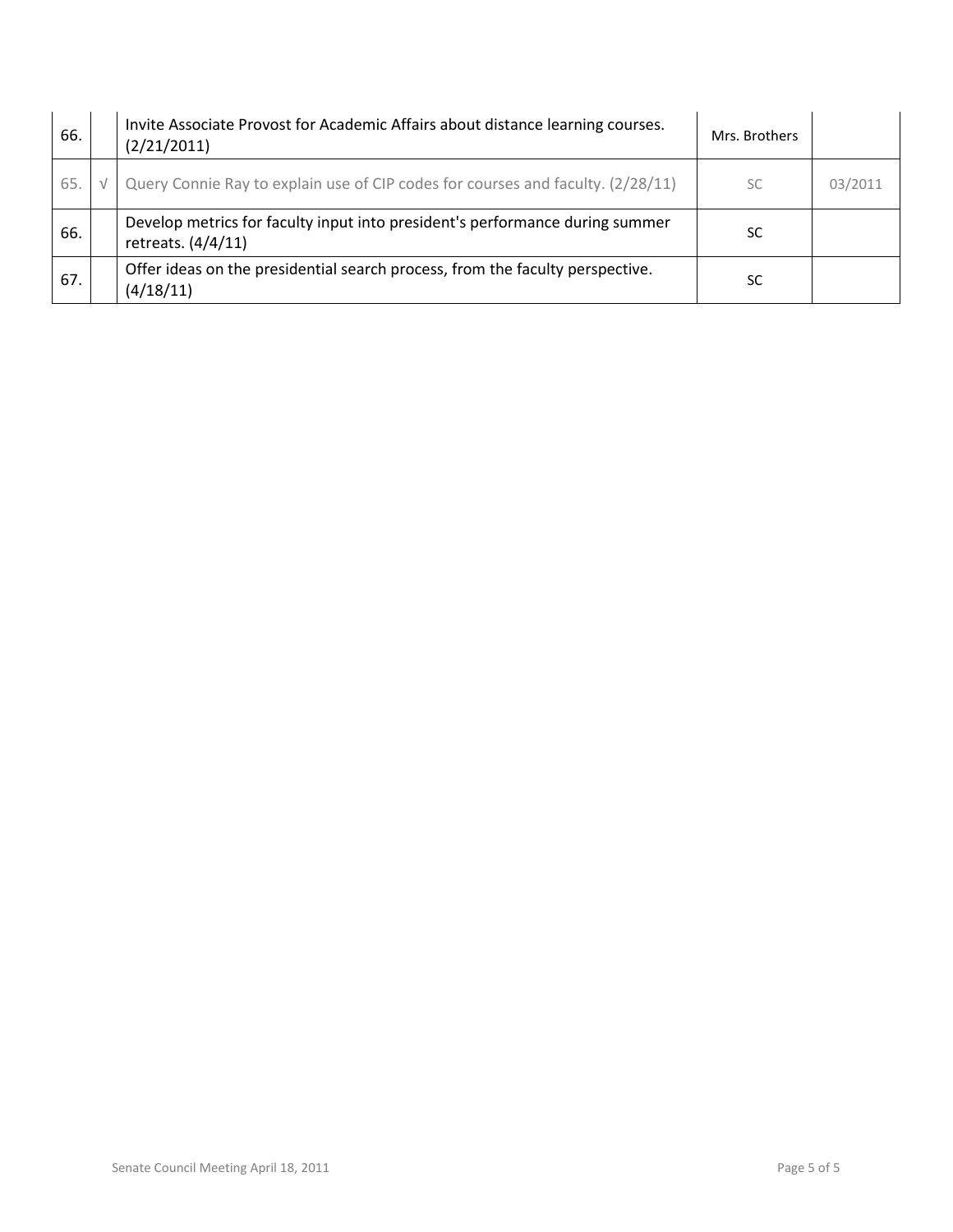| | | | | |
|---|---|---|---|---|
| 66. | | Invite Associate Provost for Academic Affairs about distance learning courses. (2/21/2011) | Mrs. Brothers | |
| 65. | √ | Query Connie Ray to explain use of CIP codes for courses and faculty. (2/28/11) | SC | 03/2011 |
| 66. | | Develop metrics for faculty input into president's performance during summer retreats. (4/4/11) | SC | |
| 67. | | Offer ideas on the presidential search process, from the faculty perspective. (4/18/11) | SC | |